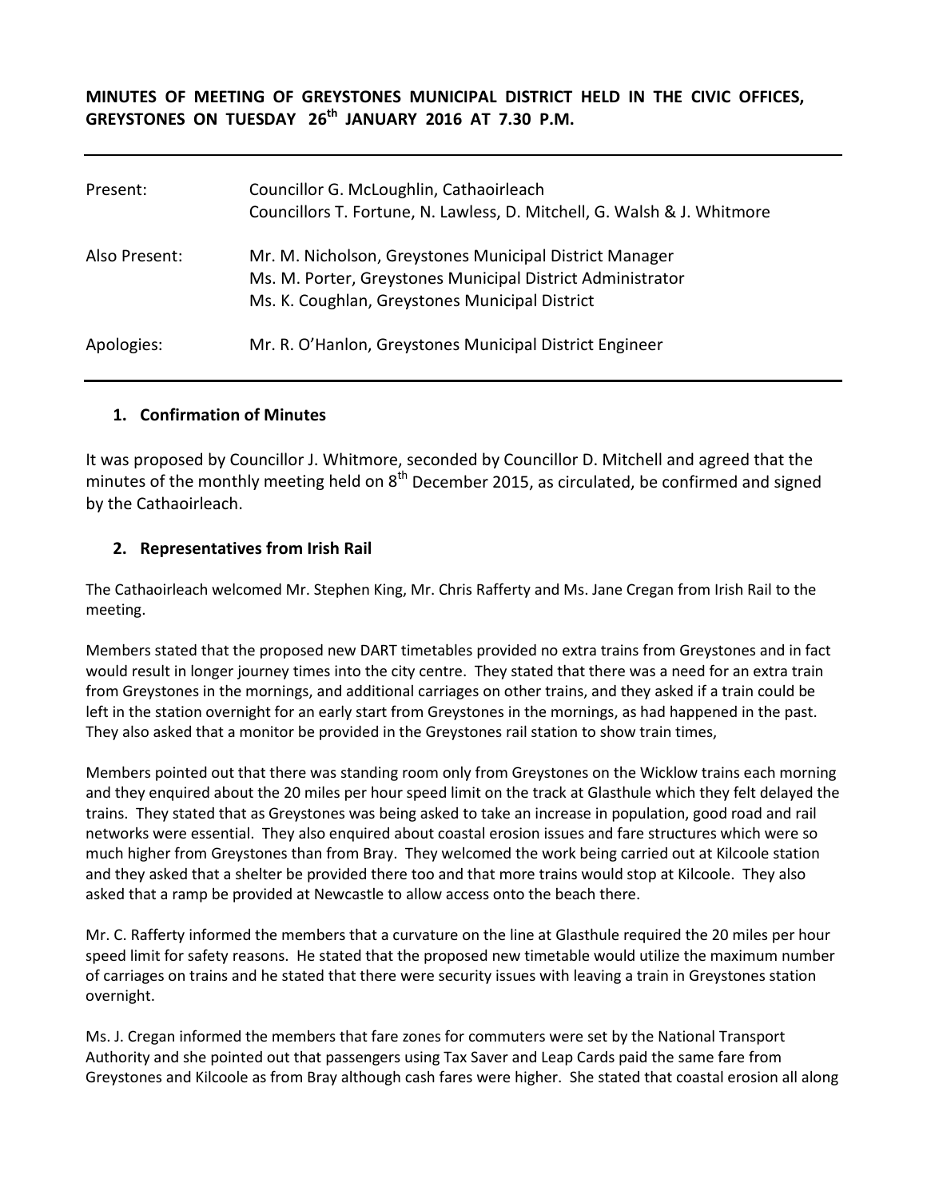**MINUTES OF MEETING OF GREYSTONES MUNICIPAL DISTRICT HELD IN THE CIVIC OFFICES, GREYSTONES ON TUESDAY 26th JANUARY 2016 AT 7.30 P.M.**

| | |
|---|---|
| Present: | Councillor G. McLoughlin, Cathaoirleach<br>Councillors T. Fortune, N. Lawless, D. Mitchell, G. Walsh & J. Whitmore |
| Also Present: | Mr. M. Nicholson, Greystones Municipal District Manager<br>Ms. M. Porter, Greystones Municipal District Administrator<br>Ms. K. Coughlan, Greystones Municipal District |
| Apologies: | Mr. R. O'Hanlon, Greystones Municipal District Engineer |

## 1. Confirmation of Minutes

It was proposed by Councillor J. Whitmore, seconded by Councillor D. Mitchell and agreed that the minutes of the monthly meeting held on 8th December 2015, as circulated, be confirmed and signed by the Cathaoirleach.

## 2. Representatives from Irish Rail

The Cathaoirleach welcomed Mr. Stephen King, Mr. Chris Rafferty and Ms. Jane Cregan from Irish Rail to the meeting.

Members stated that the proposed new DART timetables provided no extra trains from Greystones and in fact would result in longer journey times into the city centre. They stated that there was a need for an extra train from Greystones in the mornings, and additional carriages on other trains, and they asked if a train could be left in the station overnight for an early start from Greystones in the mornings, as had happened in the past. They also asked that a monitor be provided in the Greystones rail station to show train times,

Members pointed out that there was standing room only from Greystones on the Wicklow trains each morning and they enquired about the 20 miles per hour speed limit on the track at Glasthule which they felt delayed the trains. They stated that as Greystones was being asked to take an increase in population, good road and rail networks were essential. They also enquired about coastal erosion issues and fare structures which were so much higher from Greystones than from Bray. They welcomed the work being carried out at Kilcoole station and they asked that a shelter be provided there too and that more trains would stop at Kilcoole. They also asked that a ramp be provided at Newcastle to allow access onto the beach there.

Mr. C. Rafferty informed the members that a curvature on the line at Glasthule required the 20 miles per hour speed limit for safety reasons. He stated that the proposed new timetable would utilize the maximum number of carriages on trains and he stated that there were security issues with leaving a train in Greystones station overnight.

Ms. J. Cregan informed the members that fare zones for commuters were set by the National Transport Authority and she pointed out that passengers using Tax Saver and Leap Cards paid the same fare from Greystones and Kilcoole as from Bray although cash fares were higher. She stated that coastal erosion all along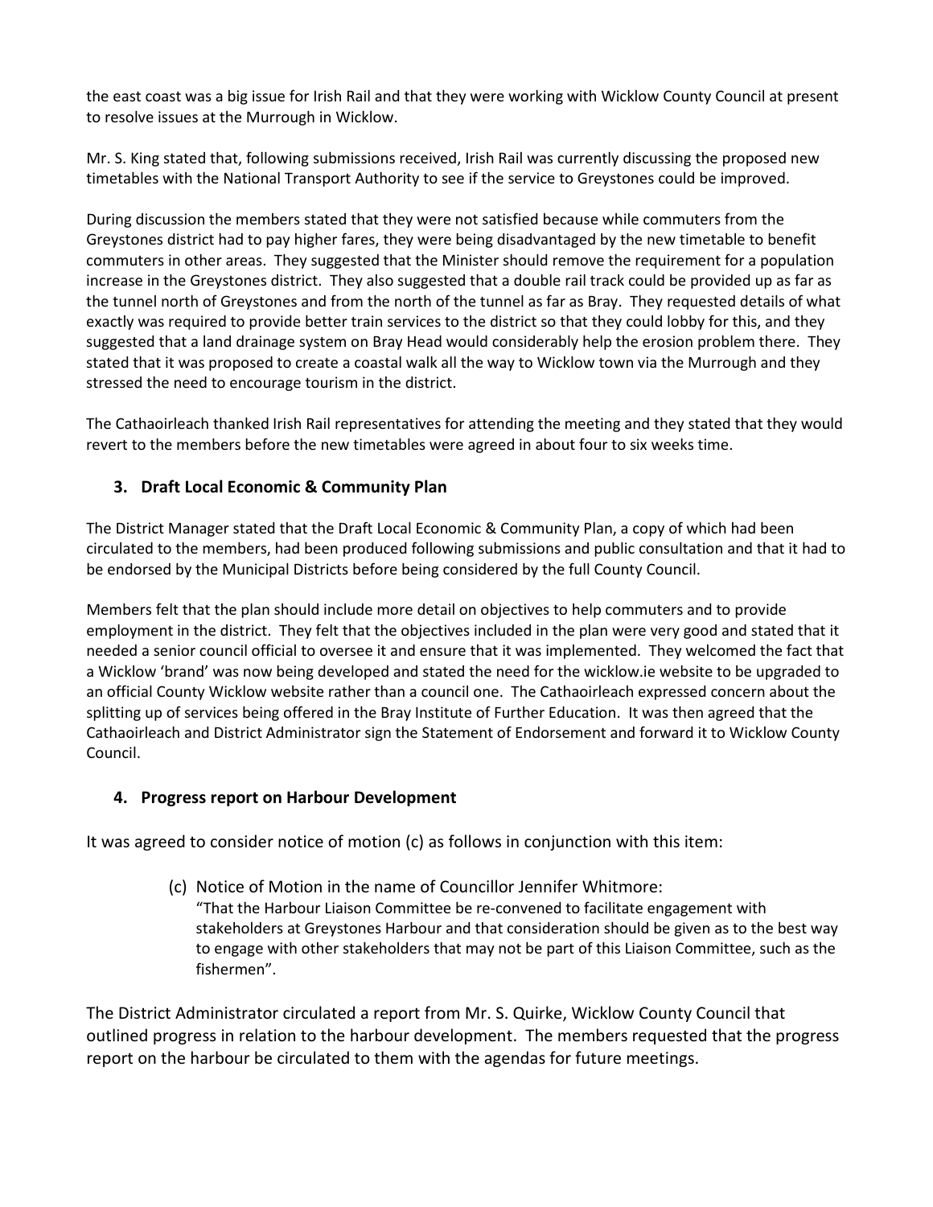the east coast was a big issue for Irish Rail and that they were working with Wicklow County Council at present to resolve issues at the Murrough in Wicklow.

Mr. S. King stated that, following submissions received, Irish Rail was currently discussing the proposed new timetables with the National Transport Authority to see if the service to Greystones could be improved.

During discussion the members stated that they were not satisfied because while commuters from the Greystones district had to pay higher fares, they were being disadvantaged by the new timetable to benefit commuters in other areas. They suggested that the Minister should remove the requirement for a population increase in the Greystones district. They also suggested that a double rail track could be provided up as far as the tunnel north of Greystones and from the north of the tunnel as far as Bray. They requested details of what exactly was required to provide better train services to the district so that they could lobby for this, and they suggested that a land drainage system on Bray Head would considerably help the erosion problem there. They stated that it was proposed to create a coastal walk all the way to Wicklow town via the Murrough and they stressed the need to encourage tourism in the district.

The Cathaoirleach thanked Irish Rail representatives for attending the meeting and they stated that they would revert to the members before the new timetables were agreed in about four to six weeks time.

### 3. Draft Local Economic & Community Plan

The District Manager stated that the Draft Local Economic & Community Plan, a copy of which had been circulated to the members, had been produced following submissions and public consultation and that it had to be endorsed by the Municipal Districts before being considered by the full County Council.

Members felt that the plan should include more detail on objectives to help commuters and to provide employment in the district. They felt that the objectives included in the plan were very good and stated that it needed a senior council official to oversee it and ensure that it was implemented. They welcomed the fact that a Wicklow 'brand' was now being developed and stated the need for the wicklow.ie website to be upgraded to an official County Wicklow website rather than a council one. The Cathaoirleach expressed concern about the splitting up of services being offered in the Bray Institute of Further Education. It was then agreed that the Cathaoirleach and District Administrator sign the Statement of Endorsement and forward it to Wicklow County Council.

### 4. Progress report on Harbour Development

It was agreed to consider notice of motion (c) as follows in conjunction with this item:

> (c) Notice of Motion in the name of Councillor Jennifer Whitmore:
> "That the Harbour Liaison Committee be re-convened to facilitate engagement with stakeholders at Greystones Harbour and that consideration should be given as to the best way to engage with other stakeholders that may not be part of this Liaison Committee, such as the fishermen".

The District Administrator circulated a report from Mr. S. Quirke, Wicklow County Council that outlined progress in relation to the harbour development. The members requested that the progress report on the harbour be circulated to them with the agendas for future meetings.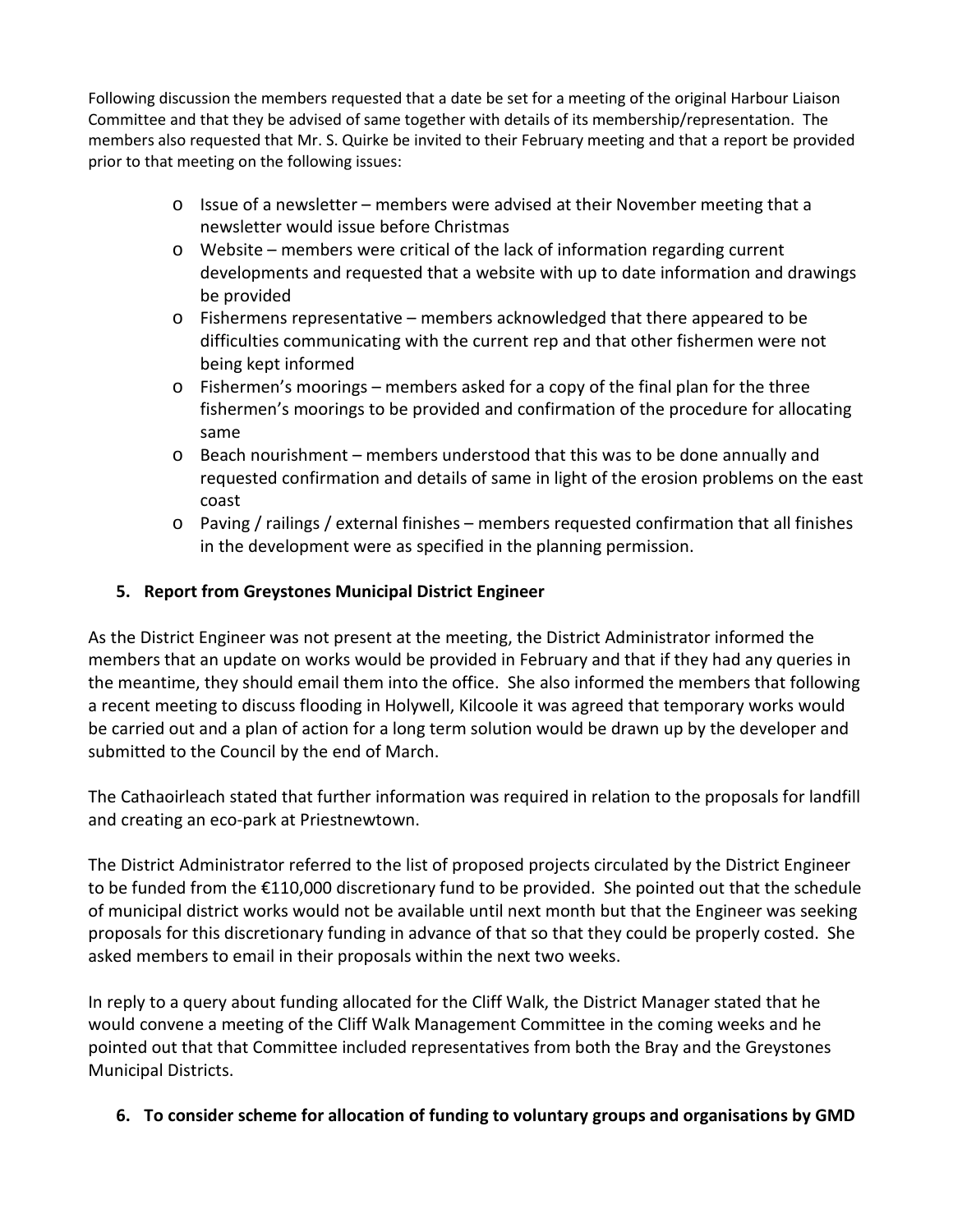Following discussion the members requested that a date be set for a meeting of the original Harbour Liaison Committee and that they be advised of same together with details of its membership/representation. The members also requested that Mr. S. Quirke be invited to their February meeting and that a report be provided prior to that meeting on the following issues:

- Issue of a newsletter – members were advised at their November meeting that a newsletter would issue before Christmas
- Website – members were critical of the lack of information regarding current developments and requested that a website with up to date information and drawings be provided
- Fishermens representative – members acknowledged that there appeared to be difficulties communicating with the current rep and that other fishermen were not being kept informed
- Fishermen's moorings – members asked for a copy of the final plan for the three fishermen's moorings to be provided and confirmation of the procedure for allocating same
- Beach nourishment – members understood that this was to be done annually and requested confirmation and details of same in light of the erosion problems on the east coast
- Paving / railings / external finishes – members requested confirmation that all finishes in the development were as specified in the planning permission.

## 5. Report from Greystones Municipal District Engineer

As the District Engineer was not present at the meeting, the District Administrator informed the members that an update on works would be provided in February and that if they had any queries in the meantime, they should email them into the office. She also informed the members that following a recent meeting to discuss flooding in Holywell, Kilcoole it was agreed that temporary works would be carried out and a plan of action for a long term solution would be drawn up by the developer and submitted to the Council by the end of March.

The Cathaoirleach stated that further information was required in relation to the proposals for landfill and creating an eco-park at Priestnewtown.

The District Administrator referred to the list of proposed projects circulated by the District Engineer to be funded from the €110,000 discretionary fund to be provided. She pointed out that the schedule of municipal district works would not be available until next month but that the Engineer was seeking proposals for this discretionary funding in advance of that so that they could be properly costed. She asked members to email in their proposals within the next two weeks.

In reply to a query about funding allocated for the Cliff Walk, the District Manager stated that he would convene a meeting of the Cliff Walk Management Committee in the coming weeks and he pointed out that that Committee included representatives from both the Bray and the Greystones Municipal Districts.

## 6. To consider scheme for allocation of funding to voluntary groups and organisations by GMD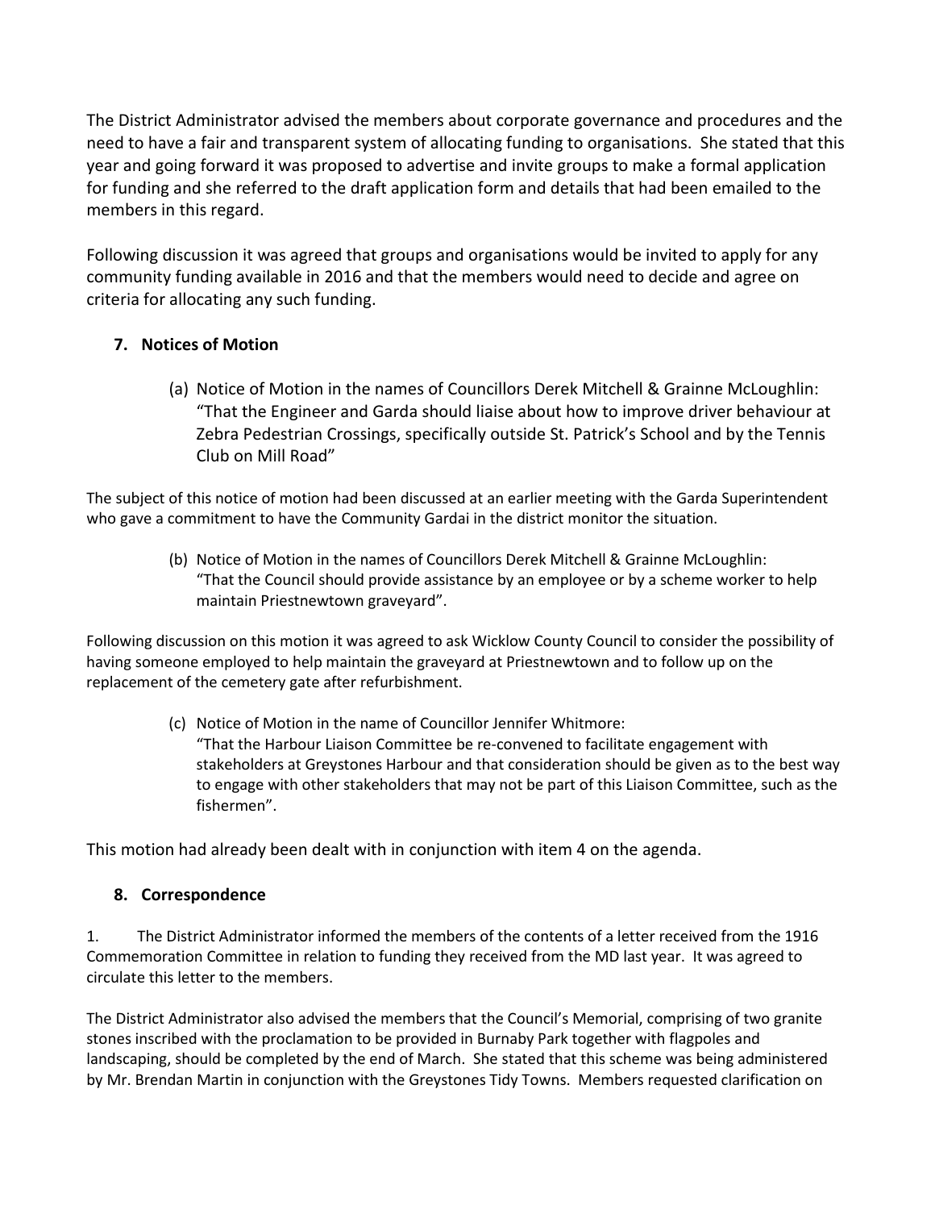The District Administrator advised the members about corporate governance and procedures and the need to have a fair and transparent system of allocating funding to organisations. She stated that this year and going forward it was proposed to advertise and invite groups to make a formal application for funding and she referred to the draft application form and details that had been emailed to the members in this regard.

Following discussion it was agreed that groups and organisations would be invited to apply for any community funding available in 2016 and that the members would need to decide and agree on criteria for allocating any such funding.

### 7. Notices of Motion

(a) Notice of Motion in the names of Councillors Derek Mitchell & Grainne McLoughlin: "That the Engineer and Garda should liaise about how to improve driver behaviour at Zebra Pedestrian Crossings, specifically outside St. Patrick's School and by the Tennis Club on Mill Road"

The subject of this notice of motion had been discussed at an earlier meeting with the Garda Superintendent who gave a commitment to have the Community Gardai in the district monitor the situation.

(b) Notice of Motion in the names of Councillors Derek Mitchell & Grainne McLoughlin: "That the Council should provide assistance by an employee or by a scheme worker to help maintain Priestnewtown graveyard".

Following discussion on this motion it was agreed to ask Wicklow County Council to consider the possibility of having someone employed to help maintain the graveyard at Priestnewtown and to follow up on the replacement of the cemetery gate after refurbishment.

(c) Notice of Motion in the name of Councillor Jennifer Whitmore: "That the Harbour Liaison Committee be re-convened to facilitate engagement with stakeholders at Greystones Harbour and that consideration should be given as to the best way to engage with other stakeholders that may not be part of this Liaison Committee, such as the fishermen".

This motion had already been dealt with in conjunction with item 4 on the agenda.

### 8. Correspondence

1. The District Administrator informed the members of the contents of a letter received from the 1916 Commemoration Committee in relation to funding they received from the MD last year. It was agreed to circulate this letter to the members.

The District Administrator also advised the members that the Council's Memorial, comprising of two granite stones inscribed with the proclamation to be provided in Burnaby Park together with flagpoles and landscaping, should be completed by the end of March. She stated that this scheme was being administered by Mr. Brendan Martin in conjunction with the Greystones Tidy Towns. Members requested clarification on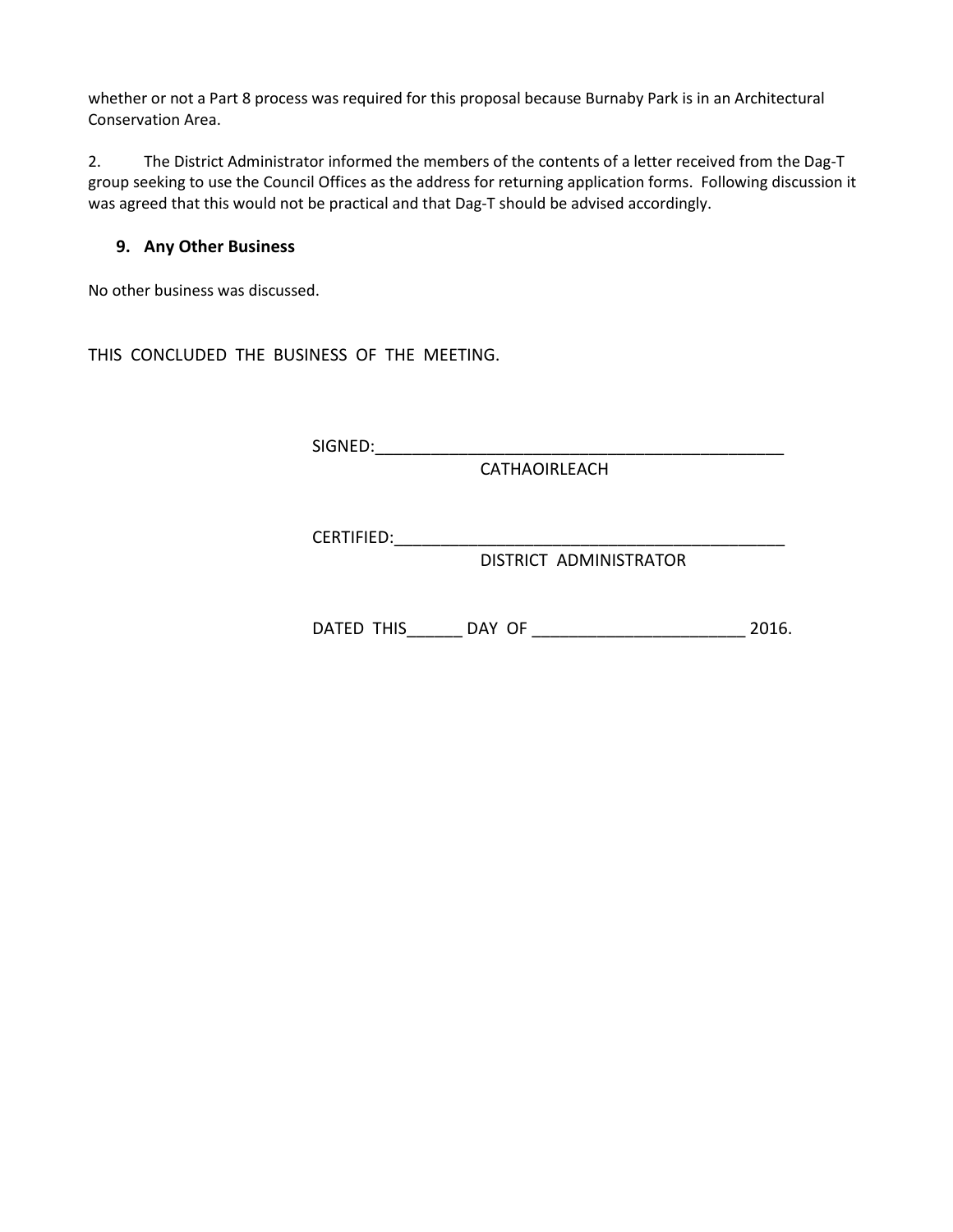whether or not a Part 8 process was required for this proposal because Burnaby Park is in an Architectural Conservation Area.

2. The District Administrator informed the members of the contents of a letter received from the Dag-T group seeking to use the Council Offices as the address for returning application forms. Following discussion it was agreed that this would not be practical and that Dag-T should be advised accordingly.

## 9. Any Other Business

No other business was discussed.

THIS CONCLUDED THE BUSINESS OF THE MEETING.

SIGNED:_______________________________________________
CATHAOIRLEACH

CERTIFIED:_____________________________________________
DISTRICT ADMINISTRATOR

DATED THIS______ DAY OF _______________________ 2016.